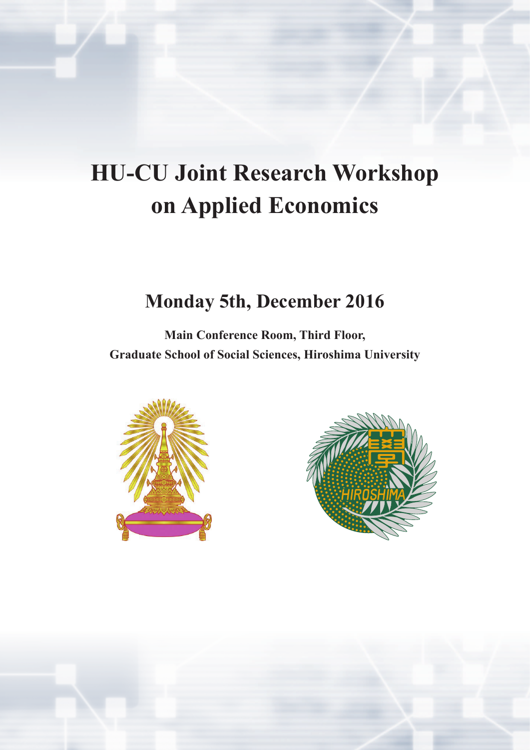# HU-CU Joint Research Workshop on Applied Economics

## Monday 5th, December 2016

**Main Conference Room, Third Floor,**
**Graduate School of Social Sciences, Hiroshima University**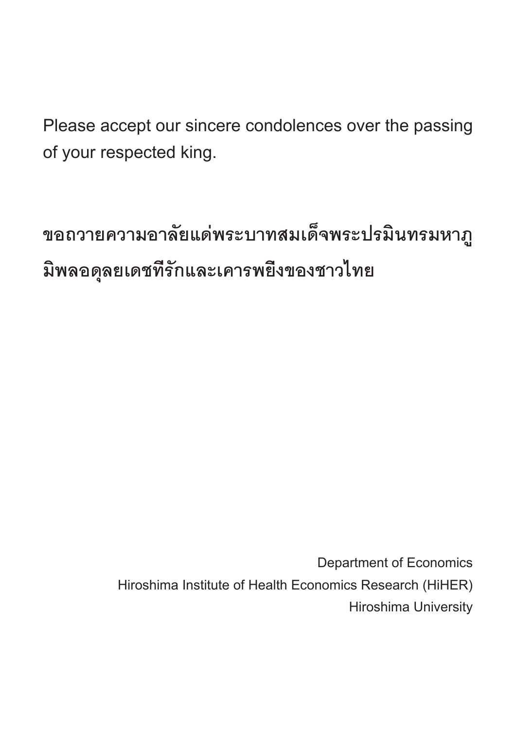Please accept our sincere condolences over the passing of your respected king.

**ขอถวายความอาลัยแด่พระบาทสมเด็จพระปรมินทรมหาภูมิพลอดุลยเดชที่รักและเคารพยิ่งของชาวไทย**

Department of Economics
Hiroshima Institute of Health Economics Research (HiHER)
Hiroshima University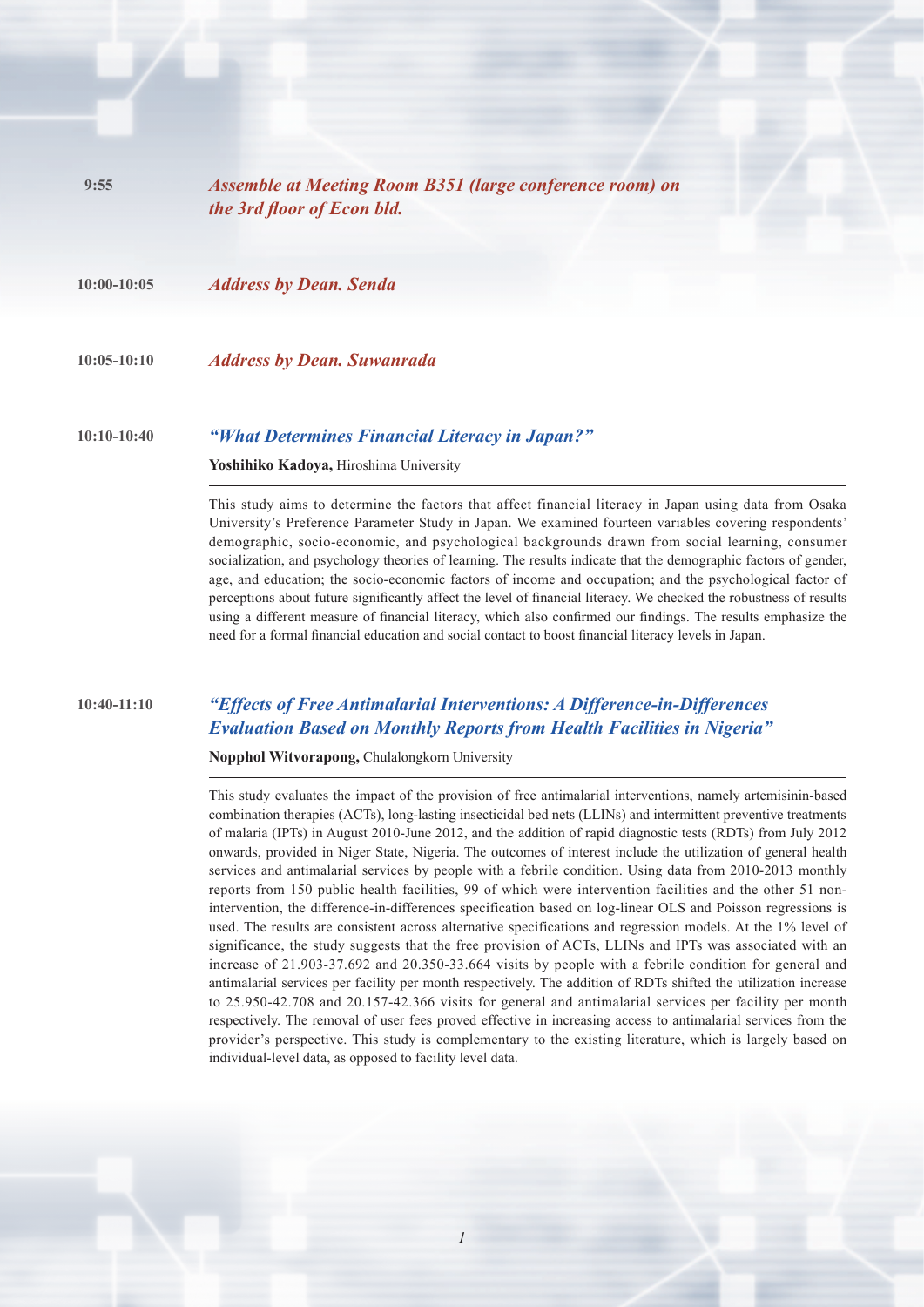**9:55** *Assemble at Meeting Room B351 (large conference room) on the 3rd floor of Econ bld.*

**10:00-10:05** *Address by Dean. Senda*

**10:05-10:10** *Address by Dean. Suwanrada*

**10:10-10:40** *"What Determines Financial Literacy in Japan?"*

**Yoshihiko Kadoya,** Hiroshima University

This study aims to determine the factors that affect financial literacy in Japan using data from Osaka University's Preference Parameter Study in Japan. We examined fourteen variables covering respondents' demographic, socio-economic, and psychological backgrounds drawn from social learning, consumer socialization, and psychology theories of learning. The results indicate that the demographic factors of gender, age, and education; the socio-economic factors of income and occupation; and the psychological factor of perceptions about future significantly affect the level of financial literacy. We checked the robustness of results using a different measure of financial literacy, which also confirmed our findings. The results emphasize the need for a formal financial education and social contact to boost financial literacy levels in Japan.

**10:40-11:10** *"Effects of Free Antimalarial Interventions: A Difference-in-Differences Evaluation Based on Monthly Reports from Health Facilities in Nigeria"*

**Nopphol Witvorapong,** Chulalongkorn University

This study evaluates the impact of the provision of free antimalarial interventions, namely artemisinin-based combination therapies (ACTs), long-lasting insecticidal bed nets (LLINs) and intermittent preventive treatments of malaria (IPTs) in August 2010-June 2012, and the addition of rapid diagnostic tests (RDTs) from July 2012 onwards, provided in Niger State, Nigeria. The outcomes of interest include the utilization of general health services and antimalarial services by people with a febrile condition. Using data from 2010-2013 monthly reports from 150 public health facilities, 99 of which were intervention facilities and the other 51 non-intervention, the difference-in-differences specification based on log-linear OLS and Poisson regressions is used. The results are consistent across alternative specifications and regression models. At the 1% level of significance, the study suggests that the free provision of ACTs, LLINs and IPTs was associated with an increase of 21.903-37.692 and 20.350-33.664 visits by people with a febrile condition for general and antimalarial services per facility per month respectively. The addition of RDTs shifted the utilization increase to 25.950-42.708 and 20.157-42.366 visits for general and antimalarial services per facility per month respectively. The removal of user fees proved effective in increasing access to antimalarial services from the provider's perspective. This study is complementary to the existing literature, which is largely based on individual-level data, as opposed to facility level data.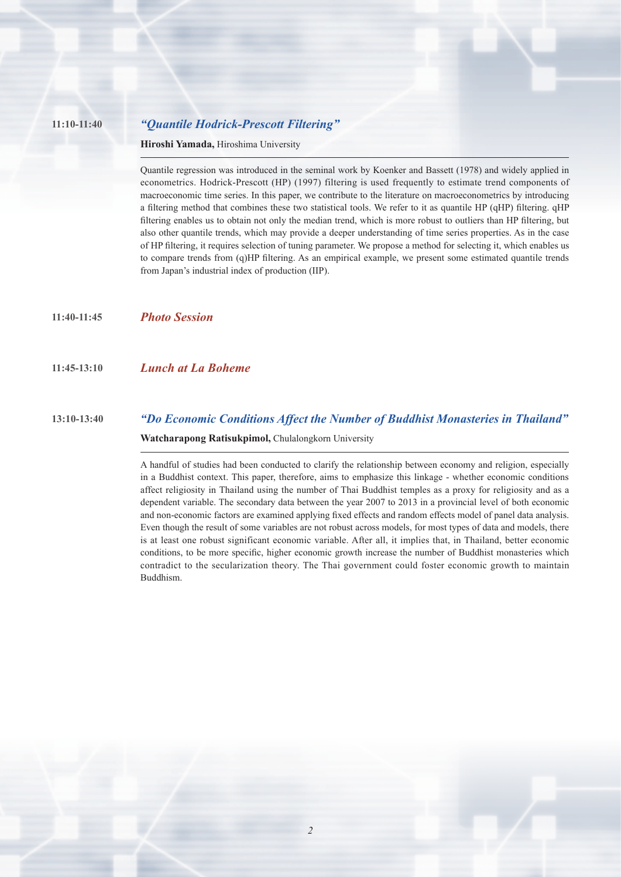**11:10-11:40** ***"Quantile Hodrick-Prescott Filtering"***

**Hiroshi Yamada,** Hiroshima University

---

Quantile regression was introduced in the seminal work by Koenker and Bassett (1978) and widely applied in econometrics. Hodrick-Prescott (HP) (1997) filtering is used frequently to estimate trend components of macroeconomic time series. In this paper, we contribute to the literature on macroeconometrics by introducing a filtering method that combines these two statistical tools. We refer to it as quantile HP (qHP) filtering. qHP filtering enables us to obtain not only the median trend, which is more robust to outliers than HP filtering, but also other quantile trends, which may provide a deeper understanding of time series properties. As in the case of HP filtering, it requires selection of tuning parameter. We propose a method for selecting it, which enables us to compare trends from (q)HP filtering. As an empirical example, we present some estimated quantile trends from Japan's industrial index of production (IIP).

**11:40-11:45** ***Photo Session***

**11:45-13:10** ***Lunch at La Boheme***

**13:10-13:40** ***"Do Economic Conditions Affect the Number of Buddhist Monasteries in Thailand"***

**Watcharapong Ratisukpimol,** Chulalongkorn University

---

A handful of studies had been conducted to clarify the relationship between economy and religion, especially in a Buddhist context. This paper, therefore, aims to emphasize this linkage - whether economic conditions affect religiosity in Thailand using the number of Thai Buddhist temples as a proxy for religiosity and as a dependent variable. The secondary data between the year 2007 to 2013 in a provincial level of both economic and non-economic factors are examined applying fixed effects and random effects model of panel data analysis. Even though the result of some variables are not robust across models, for most types of data and models, there is at least one robust significant economic variable. After all, it implies that, in Thailand, better economic conditions, to be more specific, higher economic growth increase the number of Buddhist monasteries which contradict to the secularization theory. The Thai government could foster economic growth to maintain Buddhism.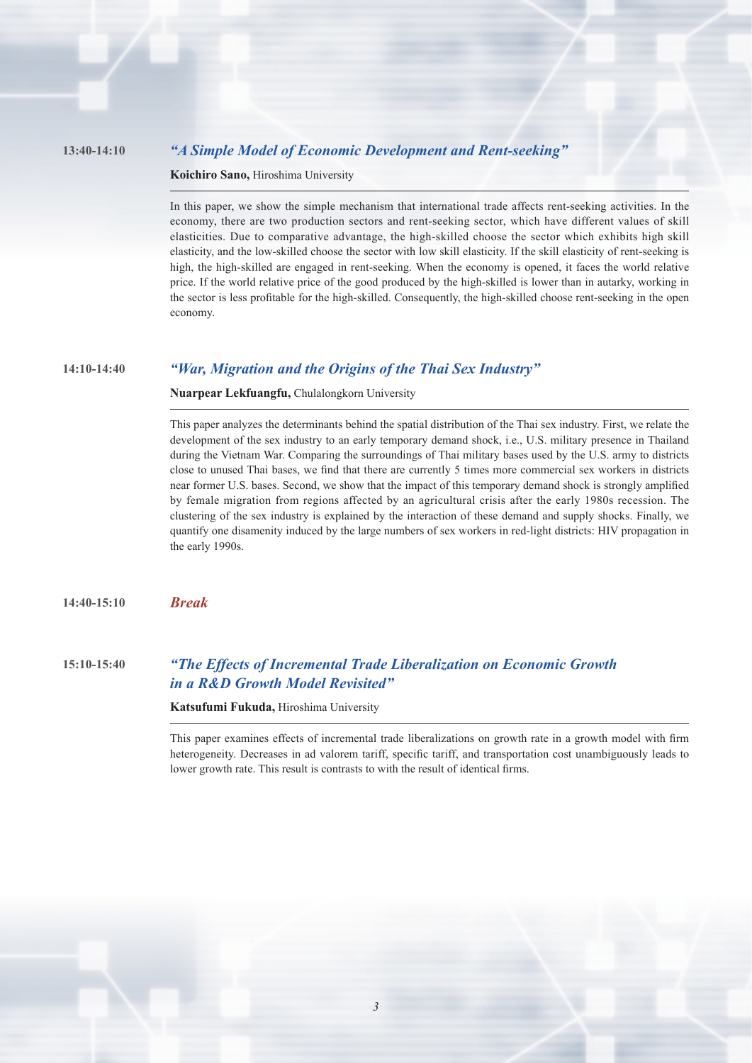**13:40-14:10** ***"A Simple Model of Economic Development and Rent-seeking"***

**Koichiro Sano,** Hiroshima University

In this paper, we show the simple mechanism that international trade affects rent-seeking activities. In the economy, there are two production sectors and rent-seeking sector, which have different values of skill elasticities. Due to comparative advantage, the high-skilled choose the sector which exhibits high skill elasticity, and the low-skilled choose the sector with low skill elasticity. If the skill elasticity of rent-seeking is high, the high-skilled are engaged in rent-seeking. When the economy is opened, it faces the world relative price. If the world relative price of the good produced by the high-skilled is lower than in autarky, working in the sector is less profitable for the high-skilled. Consequently, the high-skilled choose rent-seeking in the open economy.

**14:10-14:40** ***"War, Migration and the Origins of the Thai Sex Industry"***

**Nuarpear Lekfuangfu,** Chulalongkorn University

This paper analyzes the determinants behind the spatial distribution of the Thai sex industry. First, we relate the development of the sex industry to an early temporary demand shock, i.e., U.S. military presence in Thailand during the Vietnam War. Comparing the surroundings of Thai military bases used by the U.S. army to districts close to unused Thai bases, we find that there are currently 5 times more commercial sex workers in districts near former U.S. bases. Second, we show that the impact of this temporary demand shock is strongly amplified by female migration from regions affected by an agricultural crisis after the early 1980s recession. The clustering of the sex industry is explained by the interaction of these demand and supply shocks. Finally, we quantify one disamenity induced by the large numbers of sex workers in red-light districts: HIV propagation in the early 1990s.

**14:40-15:10** ***Break***

**15:10-15:40** ***"The Effects of Incremental Trade Liberalization on Economic Growth in a R&D Growth Model Revisited"***

**Katsufumi Fukuda,** Hiroshima University

This paper examines effects of incremental trade liberalizations on growth rate in a growth model with firm heterogeneity. Decreases in ad valorem tariff, specific tariff, and transportation cost unambiguously leads to lower growth rate. This result is contrasts to with the result of identical firms.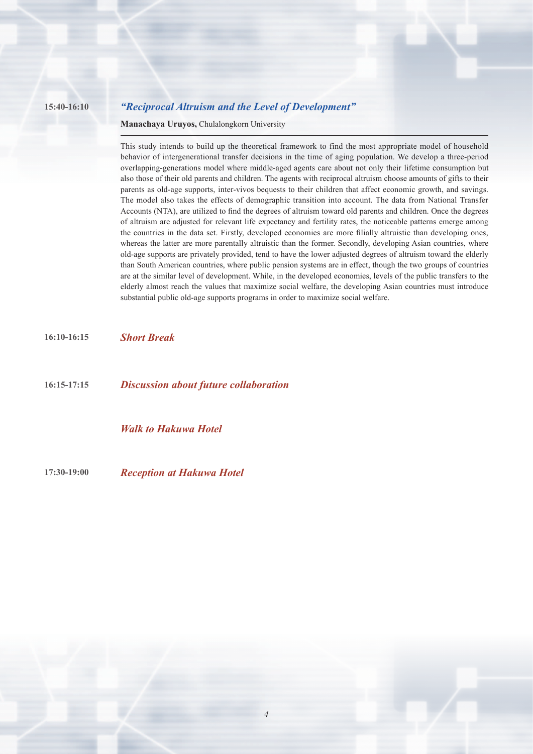**15:40-16:10** ***"Reciprocal Altruism and the Level of Development"***

**Manachaya Uruyos,** Chulalongkorn University

This study intends to build up the theoretical framework to find the most appropriate model of household behavior of intergenerational transfer decisions in the time of aging population. We develop a three-period overlapping-generations model where middle-aged agents care about not only their lifetime consumption but also those of their old parents and children. The agents with reciprocal altruism choose amounts of gifts to their parents as old-age supports, inter-vivos bequests to their children that affect economic growth, and savings. The model also takes the effects of demographic transition into account. The data from National Transfer Accounts (NTA), are utilized to find the degrees of altruism toward old parents and children. Once the degrees of altruism are adjusted for relevant life expectancy and fertility rates, the noticeable patterns emerge among the countries in the data set. Firstly, developed economies are more filially altruistic than developing ones, whereas the latter are more parentally altruistic than the former. Secondly, developing Asian countries, where old-age supports are privately provided, tend to have the lower adjusted degrees of altruism toward the elderly than South American countries, where public pension systems are in effect, though the two groups of countries are at the similar level of development. While, in the developed economies, levels of the public transfers to the elderly almost reach the values that maximize social welfare, the developing Asian countries must introduce substantial public old-age supports programs in order to maximize social welfare.

**16:10-16:15** ***Short Break***

**16:15-17:15** ***Discussion about future collaboration***

***Walk to Hakuwa Hotel***

**17:30-19:00** ***Reception at Hakuwa Hotel***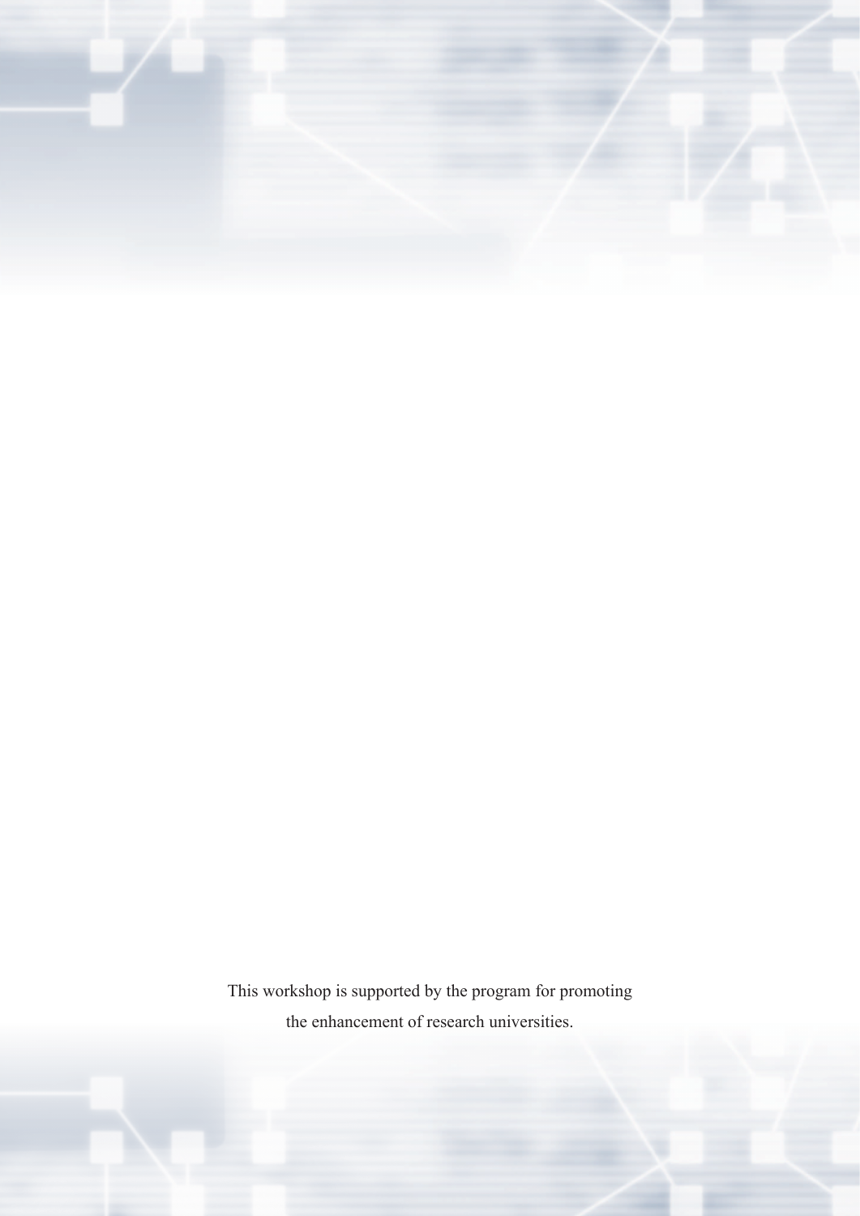This workshop is supported by the program for promoting the enhancement of research universities.